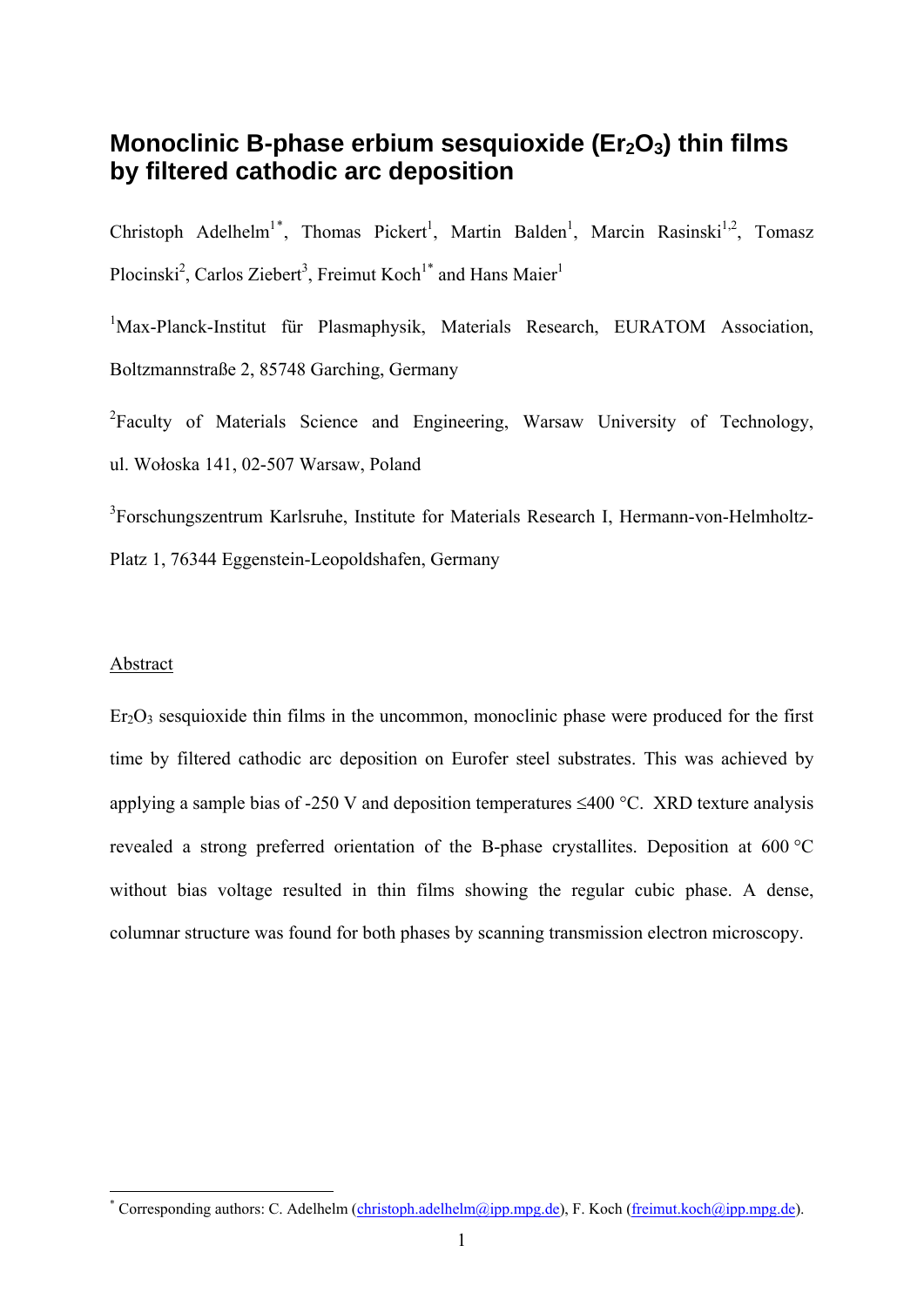# Monoclinic B-phase erbium sesquioxide ($Er_2O_3$) thin films by filtered cathodic arc deposition

Christoph Adelhelm[1*], Thomas Pickert[1], Martin Balden[1], Marcin Rasinski[1,2], Tomasz Plocinski[2], Carlos Ziebert[3], Freimut Koch[1*] and Hans Maier[1]

[1]Max-Planck-Institut für Plasmaphysik, Materials Research, EURATOM Association, Boltzmannstraße 2, 85748 Garching, Germany

[2]Faculty of Materials Science and Engineering, Warsaw University of Technology, ul. Wołoska 141, 02-507 Warsaw, Poland

[3]Forschungszentrum Karlsruhe, Institute for Materials Research I, Hermann-von-Helmholtz-Platz 1, 76344 Eggenstein-Leopoldshafen, Germany

## Abstract

$Er_2O_3$ sesquioxide thin films in the uncommon, monoclinic phase were produced for the first time by filtered cathodic arc deposition on Eurofer steel substrates. This was achieved by applying a sample bias of -250 V and deposition temperatures ≤400 °C. XRD texture analysis revealed a strong preferred orientation of the B-phase crystallites. Deposition at 600 °C without bias voltage resulted in thin films showing the regular cubic phase. A dense, columnar structure was found for both phases by scanning transmission electron microscopy.

[*] Corresponding authors: C. Adelhelm (christoph.adelhelm@ipp.mpg.de), F. Koch (freimut.koch@ipp.mpg.de).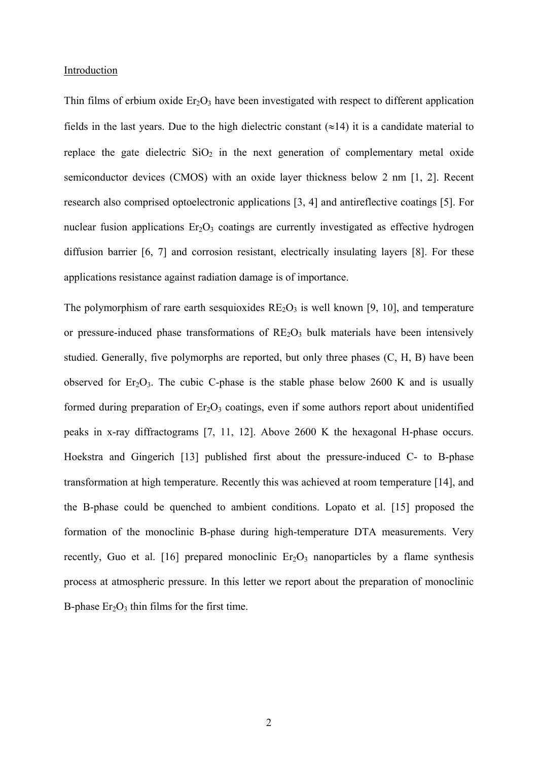Introduction

Thin films of erbium oxide $Er_2O_3$ have been investigated with respect to different application fields in the last years. Due to the high dielectric constant (≈14) it is a candidate material to replace the gate dielectric $SiO_2$ in the next generation of complementary metal oxide semiconductor devices (CMOS) with an oxide layer thickness below 2 nm [1, 2]. Recent research also comprised optoelectronic applications [3, 4] and antireflective coatings [5]. For nuclear fusion applications $Er_2O_3$ coatings are currently investigated as effective hydrogen diffusion barrier [6, 7] and corrosion resistant, electrically insulating layers [8]. For these applications resistance against radiation damage is of importance.

The polymorphism of rare earth sesquioxides $RE_2O_3$ is well known [9, 10], and temperature or pressure-induced phase transformations of $RE_2O_3$ bulk materials have been intensively studied. Generally, five polymorphs are reported, but only three phases (C, H, B) have been observed for $Er_2O_3$. The cubic C-phase is the stable phase below 2600 K and is usually formed during preparation of $Er_2O_3$ coatings, even if some authors report about unidentified peaks in x-ray diffractograms [7, 11, 12]. Above 2600 K the hexagonal H-phase occurs. Hoekstra and Gingerich [13] published first about the pressure-induced C- to B-phase transformation at high temperature. Recently this was achieved at room temperature [14], and the B-phase could be quenched to ambient conditions. Lopato et al. [15] proposed the formation of the monoclinic B-phase during high-temperature DTA measurements. Very recently, Guo et al. [16] prepared monoclinic $Er_2O_3$ nanoparticles by a flame synthesis process at atmospheric pressure. In this letter we report about the preparation of monoclinic B-phase $Er_2O_3$ thin films for the first time.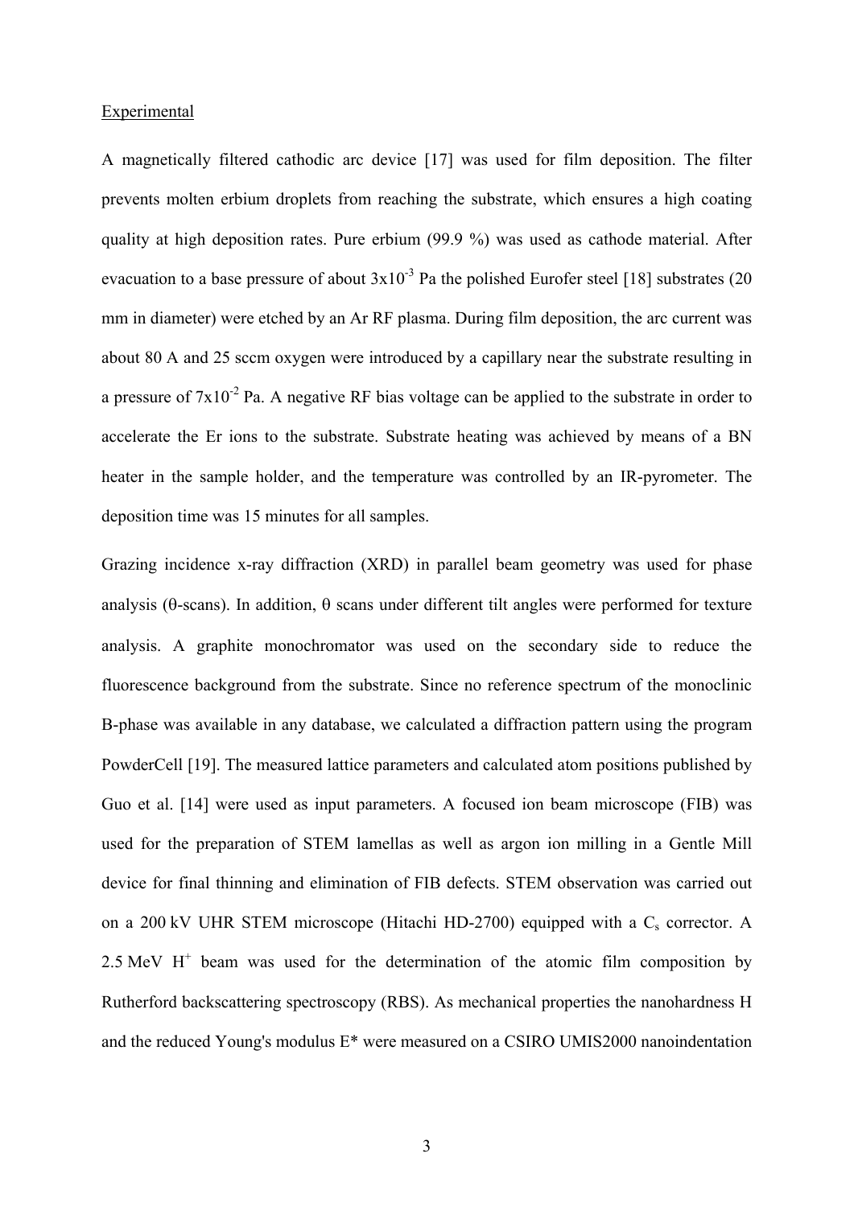Experimental

A magnetically filtered cathodic arc device [17] was used for film deposition. The filter prevents molten erbium droplets from reaching the substrate, which ensures a high coating quality at high deposition rates. Pure erbium (99.9 %) was used as cathode material. After evacuation to a base pressure of about $3 \times 10^{-3}$ Pa the polished Eurofer steel [18] substrates (20 mm in diameter) were etched by an Ar RF plasma. During film deposition, the arc current was about 80 A and 25 sccm oxygen were introduced by a capillary near the substrate resulting in a pressure of $7 \times 10^{-2}$ Pa. A negative RF bias voltage can be applied to the substrate in order to accelerate the Er ions to the substrate. Substrate heating was achieved by means of a BN heater in the sample holder, and the temperature was controlled by an IR-pyrometer. The deposition time was 15 minutes for all samples.

Grazing incidence x-ray diffraction (XRD) in parallel beam geometry was used for phase analysis ($\theta$-scans). In addition, $\theta$ scans under different tilt angles were performed for texture analysis. A graphite monochromator was used on the secondary side to reduce the fluorescence background from the substrate. Since no reference spectrum of the monoclinic B-phase was available in any database, we calculated a diffraction pattern using the program PowderCell [19]. The measured lattice parameters and calculated atom positions published by Guo et al. [14] were used as input parameters. A focused ion beam microscope (FIB) was used for the preparation of STEM lamellas as well as argon ion milling in a Gentle Mill device for final thinning and elimination of FIB defects. STEM observation was carried out on a 200 kV UHR STEM microscope (Hitachi HD-2700) equipped with a $C_s$ corrector. A 2.5 MeV $H^+$ beam was used for the determination of the atomic film composition by Rutherford backscattering spectroscopy (RBS). As mechanical properties the nanohardness H and the reduced Young's modulus E* were measured on a CSIRO UMIS2000 nanoindentation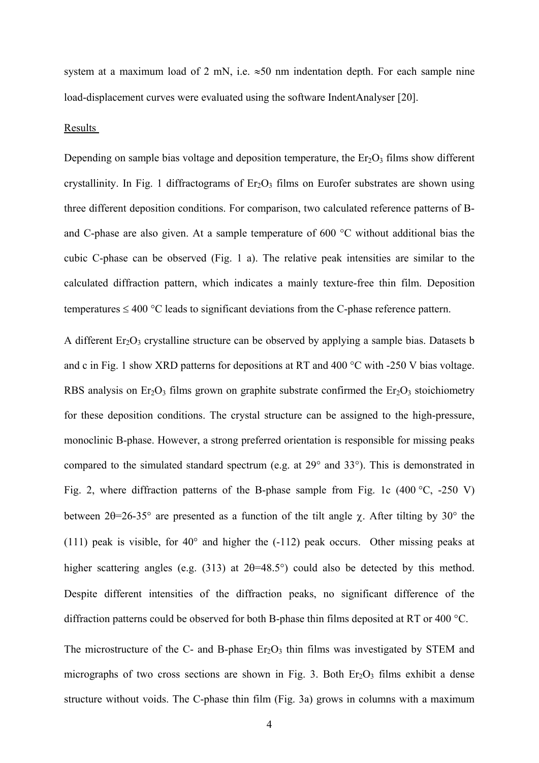system at a maximum load of 2 mN, i.e. ≈50 nm indentation depth. For each sample nine load-displacement curves were evaluated using the software IndentAnalyser [20].

## Results

Depending on sample bias voltage and deposition temperature, the $Er_2O_3$ films show different crystallinity. In Fig. 1 diffractograms of $Er_2O_3$ films on Eurofer substrates are shown using three different deposition conditions. For comparison, two calculated reference patterns of B- and C-phase are also given. At a sample temperature of 600 °C without additional bias the cubic C-phase can be observed (Fig. 1 a). The relative peak intensities are similar to the calculated diffraction pattern, which indicates a mainly texture-free thin film. Deposition temperatures ≤ 400 °C leads to significant deviations from the C-phase reference pattern.

A different $Er_2O_3$ crystalline structure can be observed by applying a sample bias. Datasets b and c in Fig. 1 show XRD patterns for depositions at RT and 400 °C with -250 V bias voltage. RBS analysis on $Er_2O_3$ films grown on graphite substrate confirmed the $Er_2O_3$ stoichiometry for these deposition conditions. The crystal structure can be assigned to the high-pressure, monoclinic B-phase. However, a strong preferred orientation is responsible for missing peaks compared to the simulated standard spectrum (e.g. at 29° and 33°). This is demonstrated in Fig. 2, where diffraction patterns of the B-phase sample from Fig. 1c (400 °C, -250 V) between $2\theta$=26-35° are presented as a function of the tilt angle $\chi$. After tilting by 30° the (111) peak is visible, for 40° and higher the (-112) peak occurs. Other missing peaks at higher scattering angles (e.g. (313) at $2\theta$=48.5°) could also be detected by this method. Despite different intensities of the diffraction peaks, no significant difference of the diffraction patterns could be observed for both B-phase thin films deposited at RT or 400 °C.

The microstructure of the C- and B-phase $Er_2O_3$ thin films was investigated by STEM and micrographs of two cross sections are shown in Fig. 3. Both $Er_2O_3$ films exhibit a dense structure without voids. The C-phase thin film (Fig. 3a) grows in columns with a maximum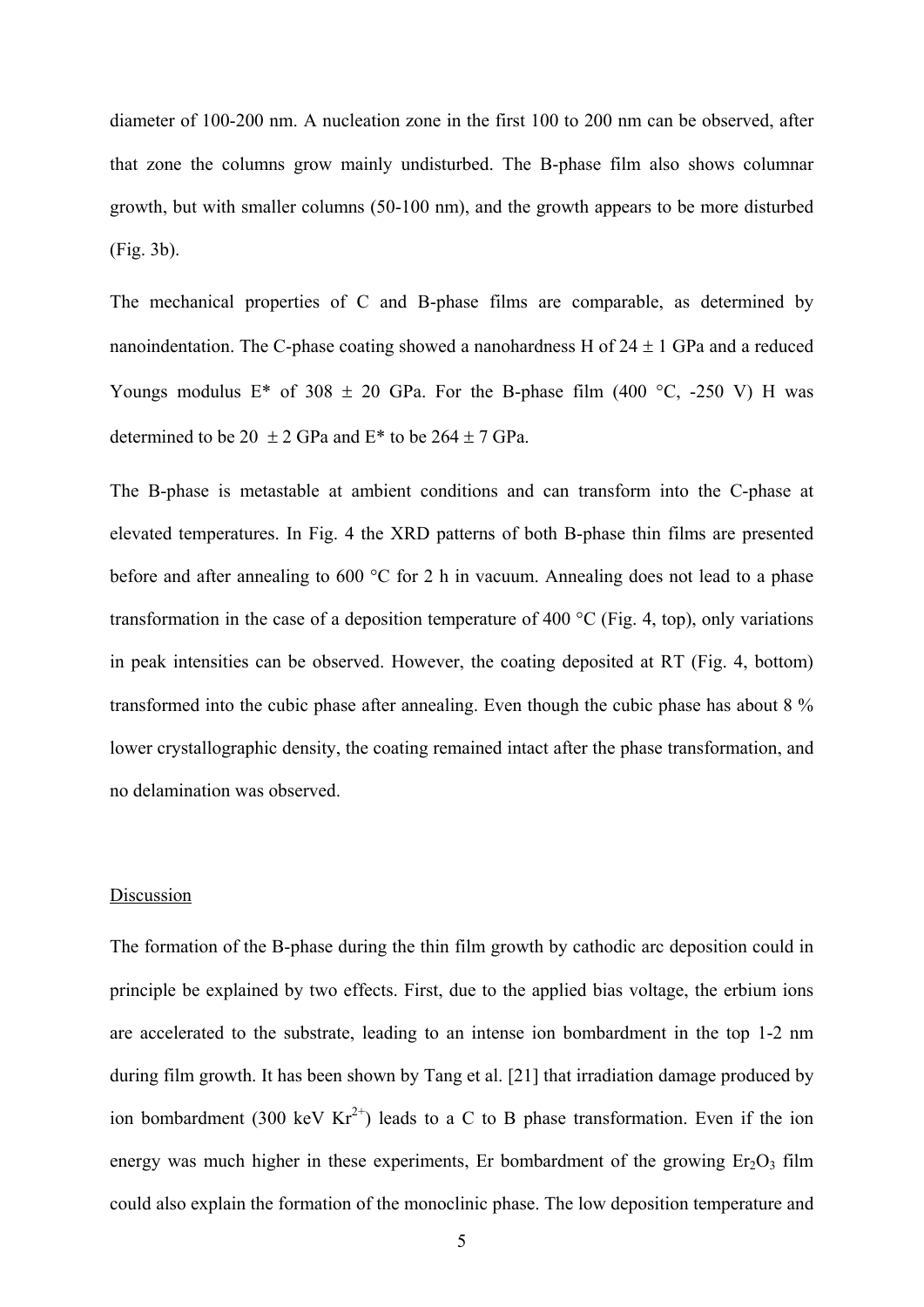diameter of 100-200 nm. A nucleation zone in the first 100 to 200 nm can be observed, after that zone the columns grow mainly undisturbed. The B-phase film also shows columnar growth, but with smaller columns (50-100 nm), and the growth appears to be more disturbed (Fig. 3b).

The mechanical properties of C and B-phase films are comparable, as determined by nanoindentation. The C-phase coating showed a nanohardness H of 24 ± 1 GPa and a reduced Youngs modulus E* of 308 ± 20 GPa. For the B-phase film (400 °C, -250 V) H was determined to be 20 ± 2 GPa and E* to be 264 ± 7 GPa.

The B-phase is metastable at ambient conditions and can transform into the C-phase at elevated temperatures. In Fig. 4 the XRD patterns of both B-phase thin films are presented before and after annealing to 600 °C for 2 h in vacuum. Annealing does not lead to a phase transformation in the case of a deposition temperature of 400 °C (Fig. 4, top), only variations in peak intensities can be observed. However, the coating deposited at RT (Fig. 4, bottom) transformed into the cubic phase after annealing. Even though the cubic phase has about 8 % lower crystallographic density, the coating remained intact after the phase transformation, and no delamination was observed.

## Discussion

The formation of the B-phase during the thin film growth by cathodic arc deposition could in principle be explained by two effects. First, due to the applied bias voltage, the erbium ions are accelerated to the substrate, leading to an intense ion bombardment in the top 1-2 nm during film growth. It has been shown by Tang et al. [21] that irradiation damage produced by ion bombardment (300 keV $Kr^{2+}$) leads to a C to B phase transformation. Even if the ion energy was much higher in these experiments, Er bombardment of the growing $Er_2O_3$ film could also explain the formation of the monoclinic phase. The low deposition temperature and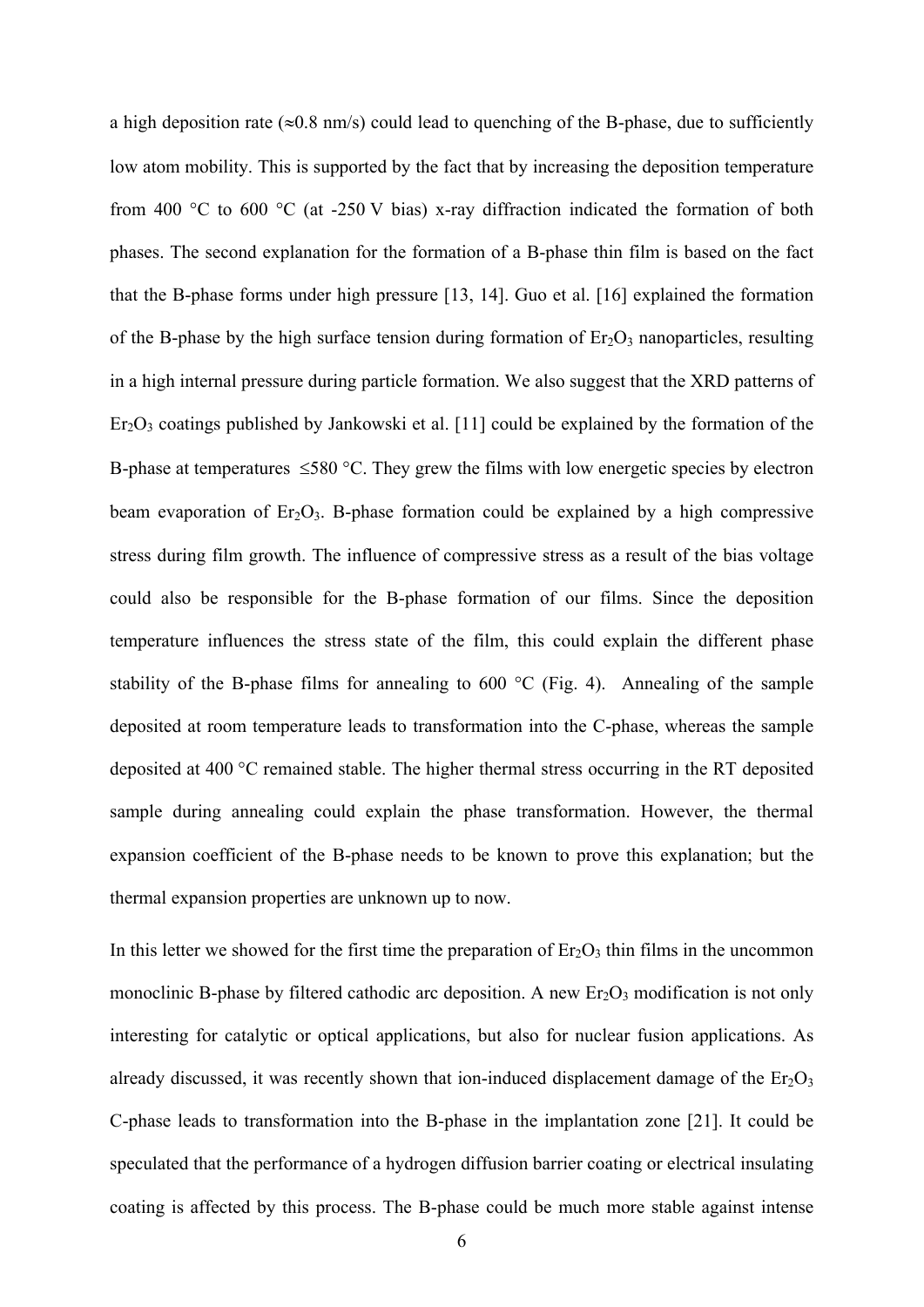a high deposition rate (≈0.8 nm/s) could lead to quenching of the B-phase, due to sufficiently low atom mobility. This is supported by the fact that by increasing the deposition temperature from 400 °C to 600 °C (at -250 V bias) x-ray diffraction indicated the formation of both phases. The second explanation for the formation of a B-phase thin film is based on the fact that the B-phase forms under high pressure [13, 14]. Guo et al. [16] explained the formation of the B-phase by the high surface tension during formation of $Er_2O_3$ nanoparticles, resulting in a high internal pressure during particle formation. We also suggest that the XRD patterns of $Er_2O_3$ coatings published by Jankowski et al. [11] could be explained by the formation of the B-phase at temperatures ≤580 °C. They grew the films with low energetic species by electron beam evaporation of $Er_2O_3$. B-phase formation could be explained by a high compressive stress during film growth. The influence of compressive stress as a result of the bias voltage could also be responsible for the B-phase formation of our films. Since the deposition temperature influences the stress state of the film, this could explain the different phase stability of the B-phase films for annealing to 600 °C (Fig. 4). Annealing of the sample deposited at room temperature leads to transformation into the C-phase, whereas the sample deposited at 400 °C remained stable. The higher thermal stress occurring in the RT deposited sample during annealing could explain the phase transformation. However, the thermal expansion coefficient of the B-phase needs to be known to prove this explanation; but the thermal expansion properties are unknown up to now.

In this letter we showed for the first time the preparation of $Er_2O_3$ thin films in the uncommon monoclinic B-phase by filtered cathodic arc deposition. A new $Er_2O_3$ modification is not only interesting for catalytic or optical applications, but also for nuclear fusion applications. As already discussed, it was recently shown that ion-induced displacement damage of the $Er_2O_3$ C-phase leads to transformation into the B-phase in the implantation zone [21]. It could be speculated that the performance of a hydrogen diffusion barrier coating or electrical insulating coating is affected by this process. The B-phase could be much more stable against intense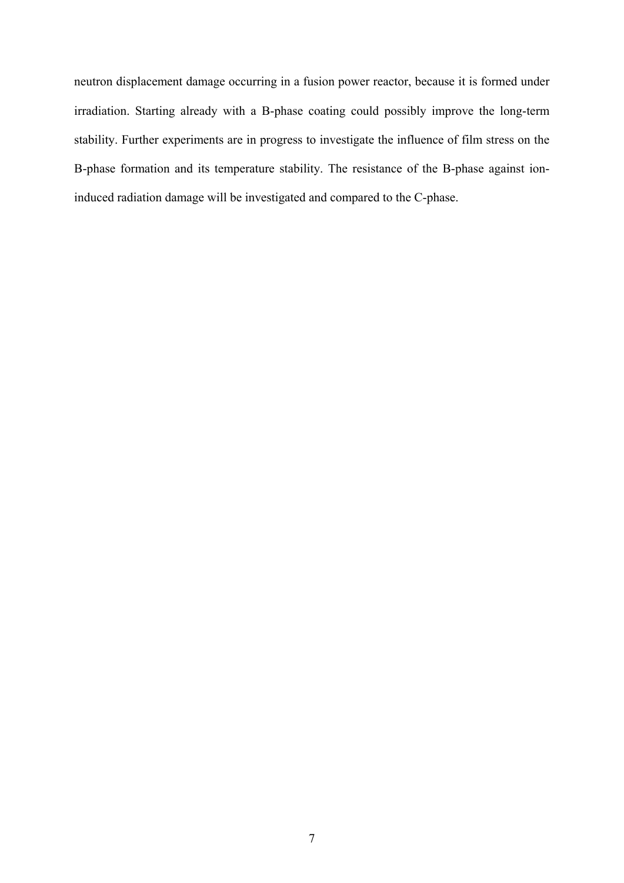neutron displacement damage occurring in a fusion power reactor, because it is formed under irradiation. Starting already with a B-phase coating could possibly improve the long-term stability. Further experiments are in progress to investigate the influence of film stress on the B-phase formation and its temperature stability. The resistance of the B-phase against ion-induced radiation damage will be investigated and compared to the C-phase.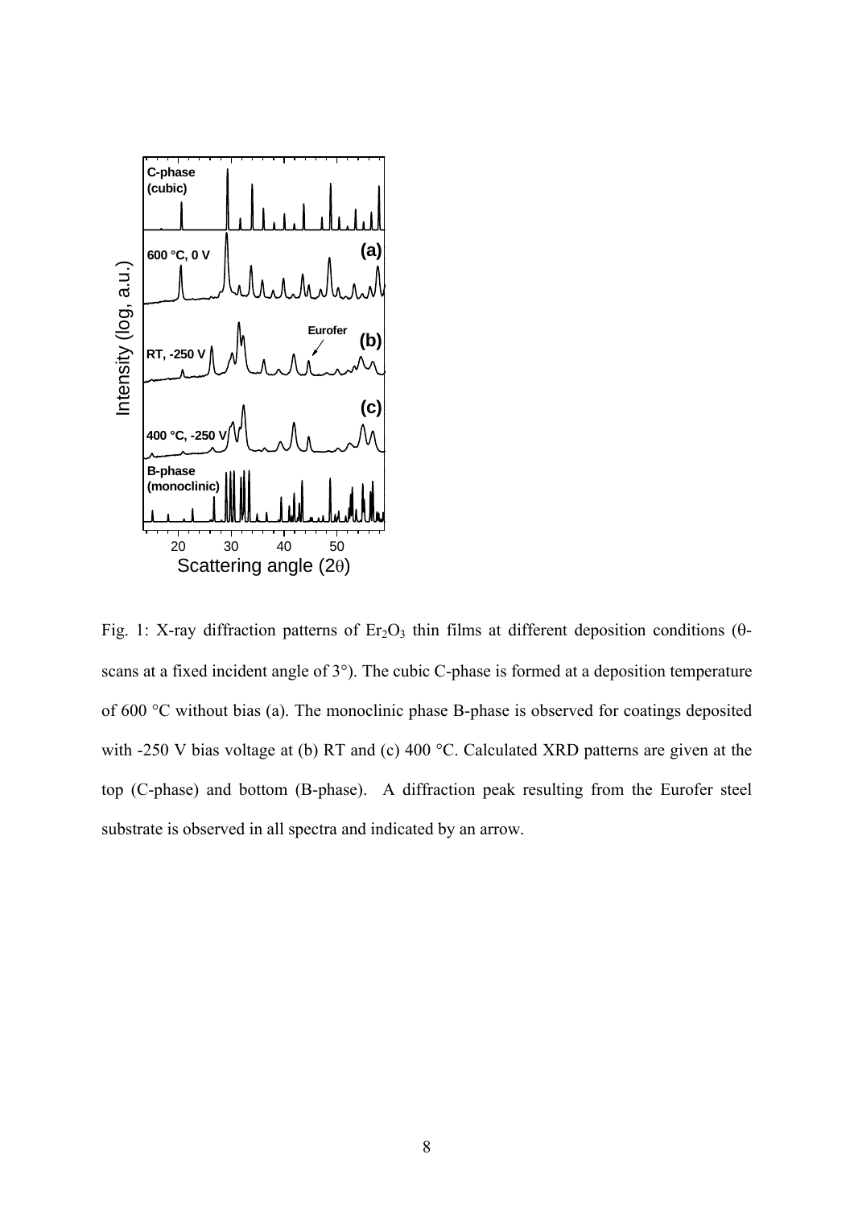Fig. 1: X-ray diffraction patterns of $Er_2O_3$ thin films at different deposition conditions (θ-scans at a fixed incident angle of 3°). The cubic C-phase is formed at a deposition temperature of 600 °C without bias (a). The monoclinic phase B-phase is observed for coatings deposited with -250 V bias voltage at (b) RT and (c) 400 °C. Calculated XRD patterns are given at the top (C-phase) and bottom (B-phase). A diffraction peak resulting from the Eurofer steel substrate is observed in all spectra and indicated by an arrow.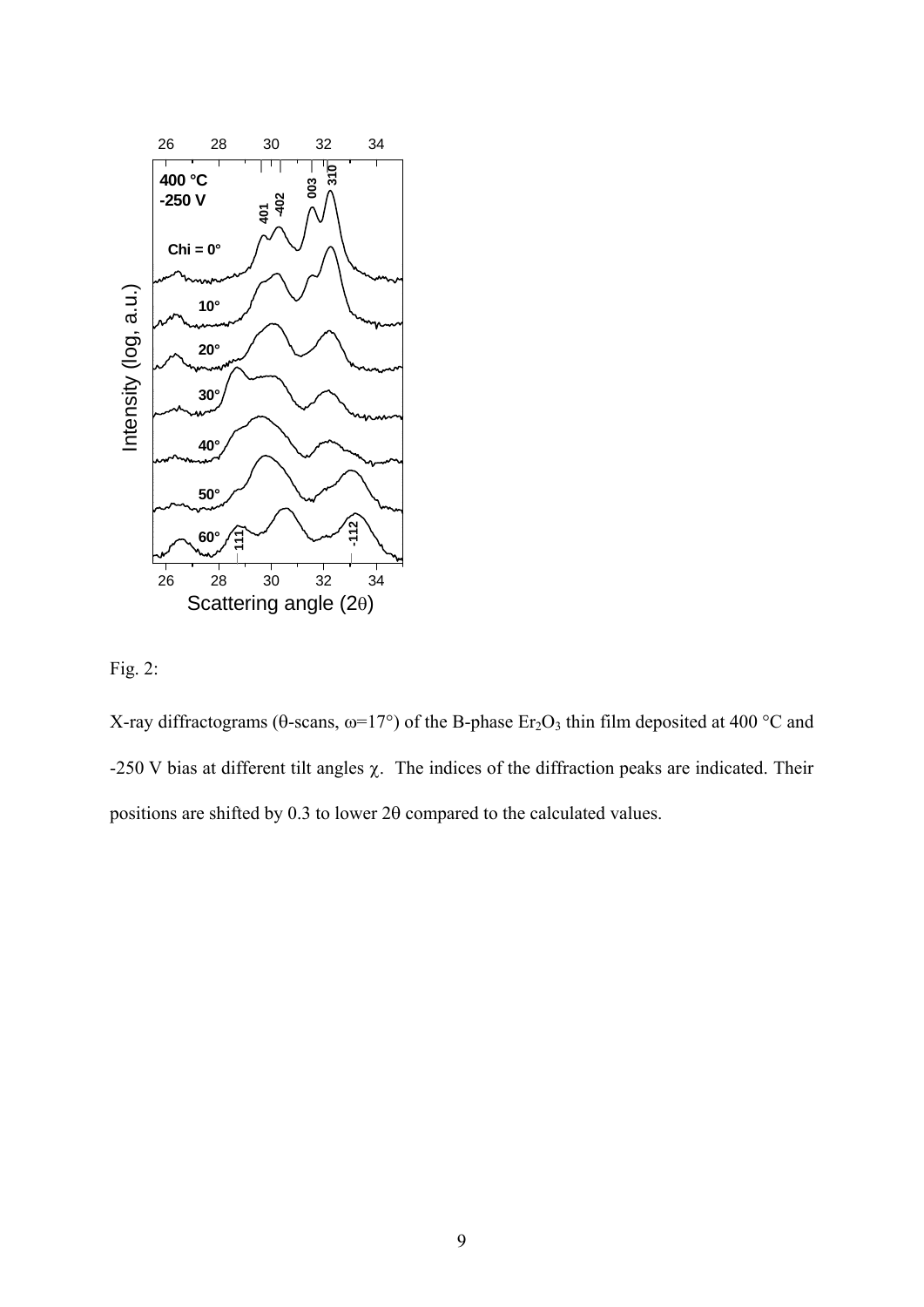Fig. 2:

X-ray diffractograms (θ-scans, ω=17°) of the B-phase $Er_2O_3$ thin film deposited at 400 °C and -250 V bias at different tilt angles χ. The indices of the diffraction peaks are indicated. Their positions are shifted by 0.3 to lower 2θ compared to the calculated values.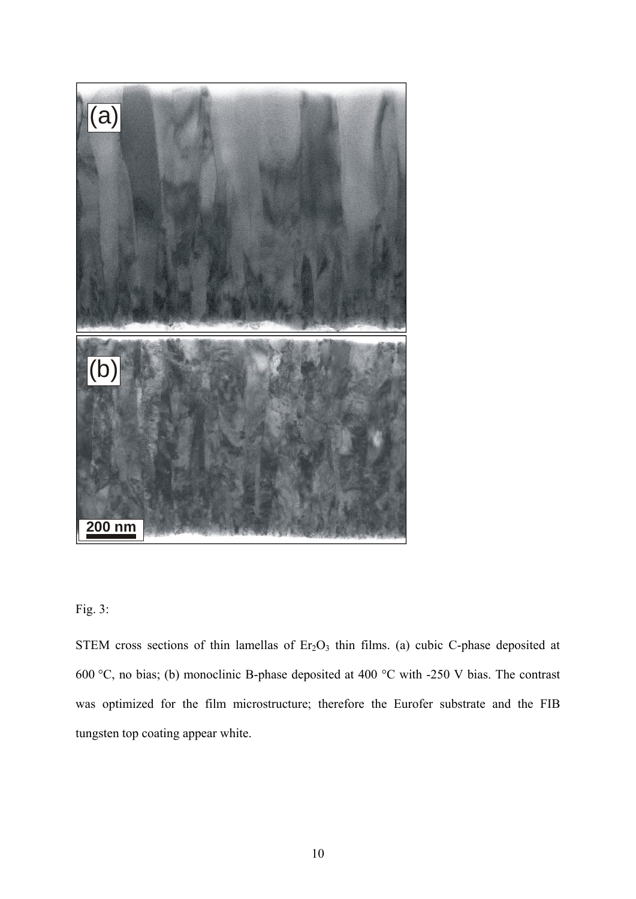Fig. 3:

STEM cross sections of thin lamellas of $Er_2O_3$ thin films. (a) cubic C-phase deposited at 600 °C, no bias; (b) monoclinic B-phase deposited at 400 °C with -250 V bias. The contrast was optimized for the film microstructure; therefore the Eurofer substrate and the FIB tungsten top coating appear white.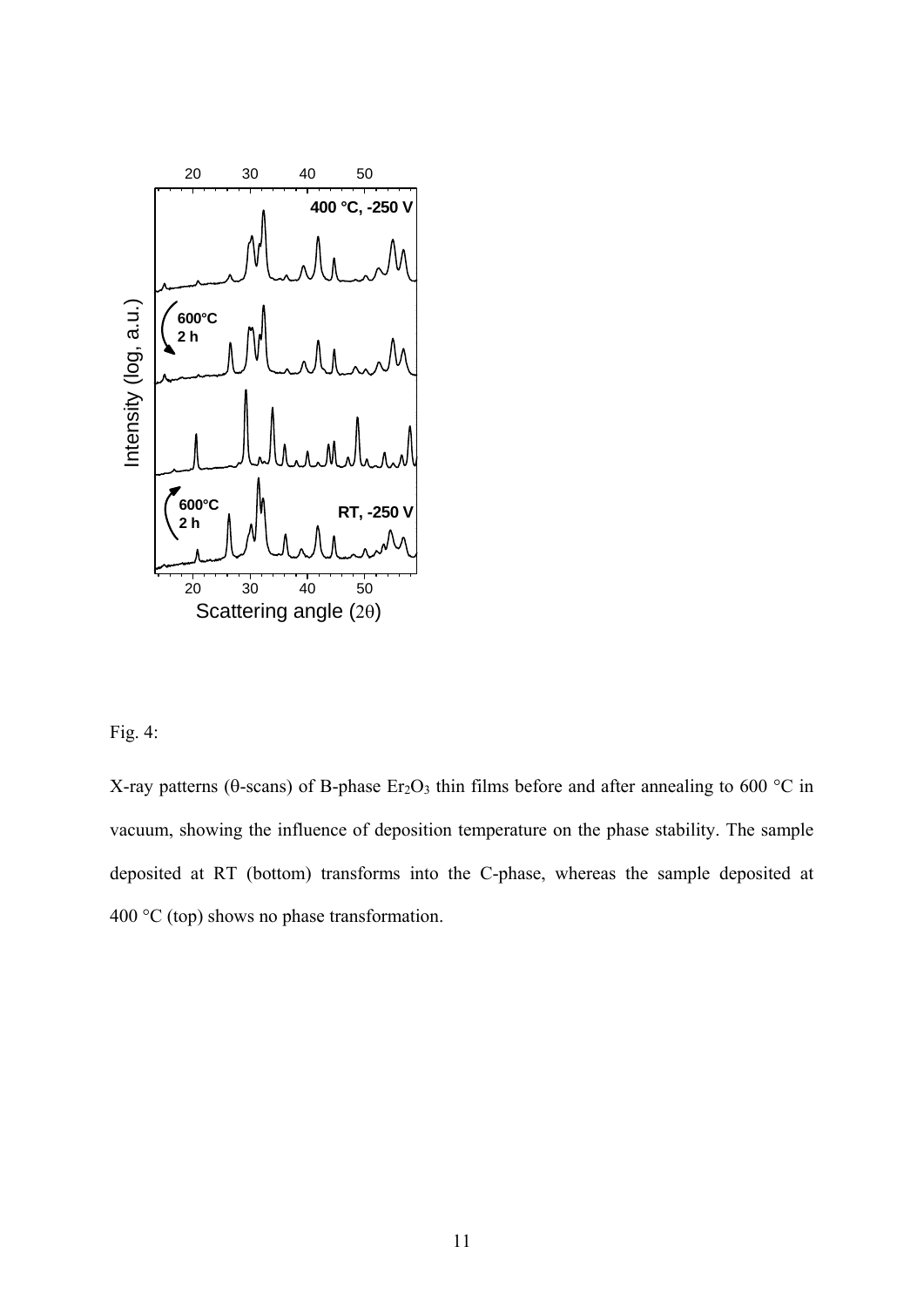Fig. 4:

X-ray patterns (θ-scans) of B-phase $Er_2O_3$ thin films before and after annealing to 600 °C in vacuum, showing the influence of deposition temperature on the phase stability. The sample deposited at RT (bottom) transforms into the C-phase, whereas the sample deposited at 400 °C (top) shows no phase transformation.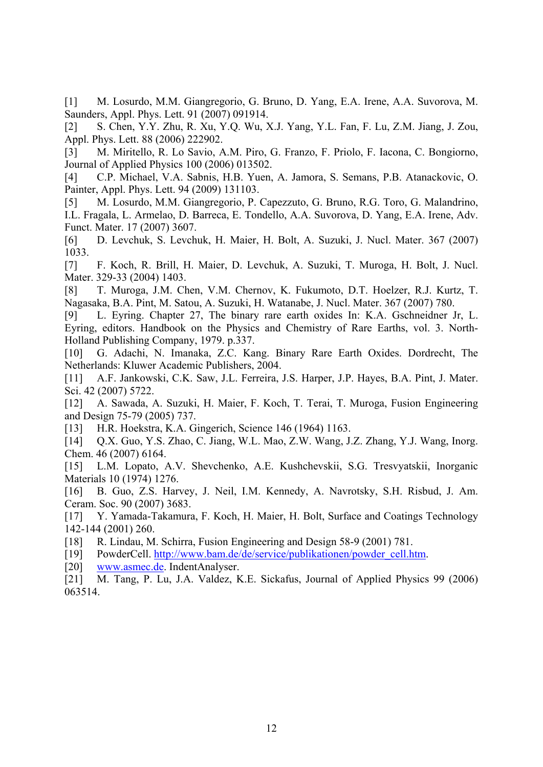[1] M. Losurdo, M.M. Giangregorio, G. Bruno, D. Yang, E.A. Irene, A.A. Suvorova, M. Saunders, Appl. Phys. Lett. 91 (2007) 091914.

[2] S. Chen, Y.Y. Zhu, R. Xu, Y.Q. Wu, X.J. Yang, Y.L. Fan, F. Lu, Z.M. Jiang, J. Zou, Appl. Phys. Lett. 88 (2006) 222902.

[3] M. Miritello, R. Lo Savio, A.M. Piro, G. Franzo, F. Priolo, F. Iacona, C. Bongiorno, Journal of Applied Physics 100 (2006) 013502.

[4] C.P. Michael, V.A. Sabnis, H.B. Yuen, A. Jamora, S. Semans, P.B. Atanackovic, O. Painter, Appl. Phys. Lett. 94 (2009) 131103.

[5] M. Losurdo, M.M. Giangregorio, P. Capezzuto, G. Bruno, R.G. Toro, G. Malandrino, I.L. Fragala, L. Armelao, D. Barreca, E. Tondello, A.A. Suvorova, D. Yang, E.A. Irene, Adv. Funct. Mater. 17 (2007) 3607.

[6] D. Levchuk, S. Levchuk, H. Maier, H. Bolt, A. Suzuki, J. Nucl. Mater. 367 (2007) 1033.

[7] F. Koch, R. Brill, H. Maier, D. Levchuk, A. Suzuki, T. Muroga, H. Bolt, J. Nucl. Mater. 329-33 (2004) 1403.

[8] T. Muroga, J.M. Chen, V.M. Chernov, K. Fukumoto, D.T. Hoelzer, R.J. Kurtz, T. Nagasaka, B.A. Pint, M. Satou, A. Suzuki, H. Watanabe, J. Nucl. Mater. 367 (2007) 780.

[9] L. Eyring. Chapter 27, The binary rare earth oxides In: K.A. Gschneidner Jr, L. Eyring, editors. Handbook on the Physics and Chemistry of Rare Earths, vol. 3. North-Holland Publishing Company, 1979. p.337.

[10] G. Adachi, N. Imanaka, Z.C. Kang. Binary Rare Earth Oxides. Dordrecht, The Netherlands: Kluwer Academic Publishers, 2004.

[11] A.F. Jankowski, C.K. Saw, J.L. Ferreira, J.S. Harper, J.P. Hayes, B.A. Pint, J. Mater. Sci. 42 (2007) 5722.

[12] A. Sawada, A. Suzuki, H. Maier, F. Koch, T. Terai, T. Muroga, Fusion Engineering and Design 75-79 (2005) 737.

[13] H.R. Hoekstra, K.A. Gingerich, Science 146 (1964) 1163.

[14] Q.X. Guo, Y.S. Zhao, C. Jiang, W.L. Mao, Z.W. Wang, J.Z. Zhang, Y.J. Wang, Inorg. Chem. 46 (2007) 6164.

[15] L.M. Lopato, A.V. Shevchenko, A.E. Kushchevskii, S.G. Tresvyatskii, Inorganic Materials 10 (1974) 1276.

[16] B. Guo, Z.S. Harvey, J. Neil, I.M. Kennedy, A. Navrotsky, S.H. Risbud, J. Am. Ceram. Soc. 90 (2007) 3683.

[17] Y. Yamada-Takamura, F. Koch, H. Maier, H. Bolt, Surface and Coatings Technology 142-144 (2001) 260.

[18] R. Lindau, M. Schirra, Fusion Engineering and Design 58-9 (2001) 781.

[19] PowderCell. http://www.bam.de/de/service/publikationen/powder_cell.htm.

[20] www.asmec.de. IndentAnalyser.

[21] M. Tang, P. Lu, J.A. Valdez, K.E. Sickafus, Journal of Applied Physics 99 (2006) 063514.